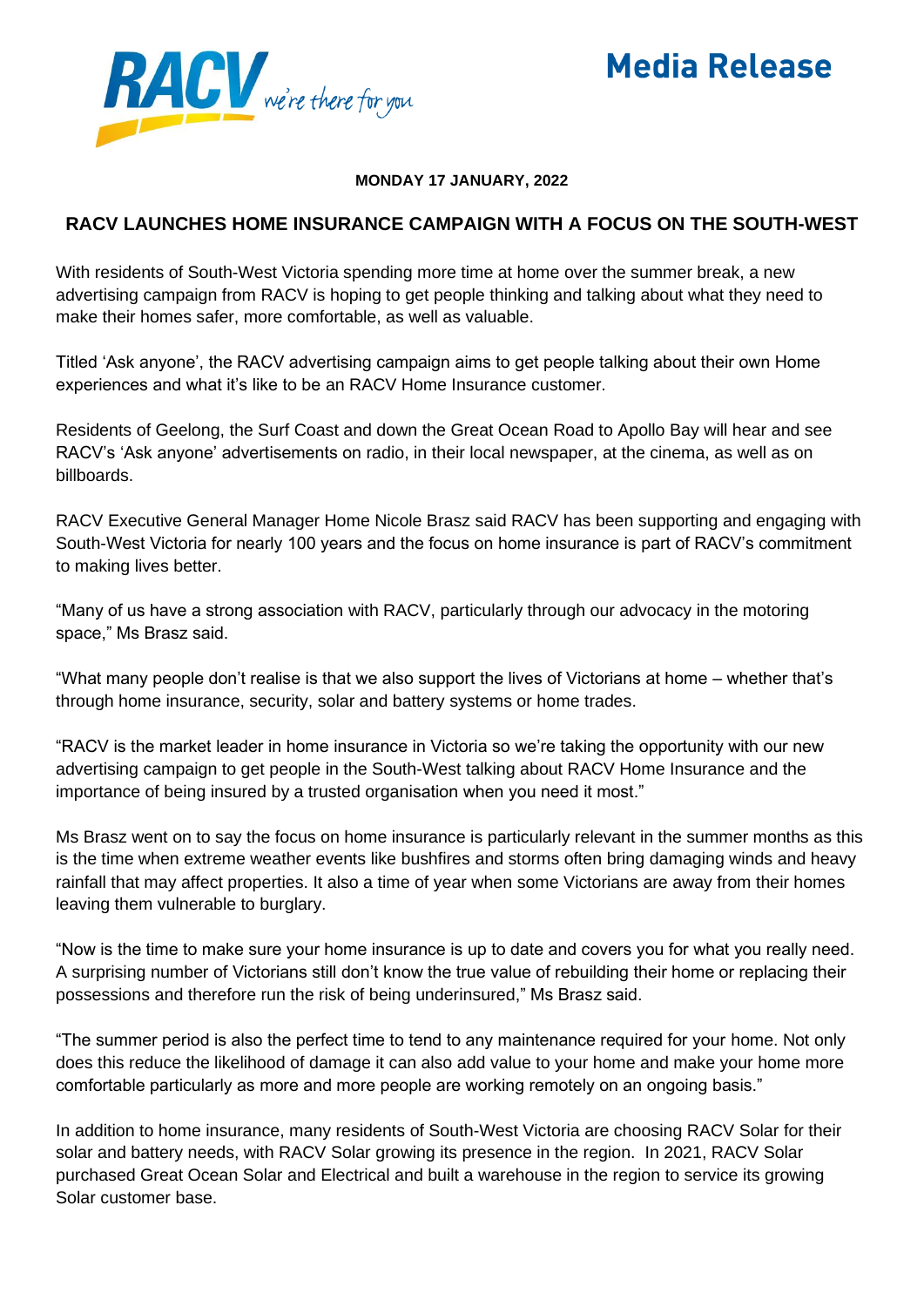**Media Release**

**MONDAY 17 JANUARY, 2022**

## RACV LAUNCHES HOME INSURANCE CAMPAIGN WITH A FOCUS ON THE SOUTH-WEST

With residents of South-West Victoria spending more time at home over the summer break, a new advertising campaign from RACV is hoping to get people thinking and talking about what they need to make their homes safer, more comfortable, as well as valuable.

Titled 'Ask anyone', the RACV advertising campaign aims to get people talking about their own Home experiences and what it's like to be an RACV Home Insurance customer.

Residents of Geelong, the Surf Coast and down the Great Ocean Road to Apollo Bay will hear and see RACV's 'Ask anyone' advertisements on radio, in their local newspaper, at the cinema, as well as on billboards.

RACV Executive General Manager Home Nicole Brasz said RACV has been supporting and engaging with South-West Victoria for nearly 100 years and the focus on home insurance is part of RACV's commitment to making lives better.

"Many of us have a strong association with RACV, particularly through our advocacy in the motoring space," Ms Brasz said.

"What many people don't realise is that we also support the lives of Victorians at home – whether that's through home insurance, security, solar and battery systems or home trades.

"RACV is the market leader in home insurance in Victoria so we're taking the opportunity with our new advertising campaign to get people in the South-West talking about RACV Home Insurance and the importance of being insured by a trusted organisation when you need it most."

Ms Brasz went on to say the focus on home insurance is particularly relevant in the summer months as this is the time when extreme weather events like bushfires and storms often bring damaging winds and heavy rainfall that may affect properties. It also a time of year when some Victorians are away from their homes leaving them vulnerable to burglary.

"Now is the time to make sure your home insurance is up to date and covers you for what you really need. A surprising number of Victorians still don't know the true value of rebuilding their home or replacing their possessions and therefore run the risk of being underinsured," Ms Brasz said.

"The summer period is also the perfect time to tend to any maintenance required for your home. Not only does this reduce the likelihood of damage it can also add value to your home and make your home more comfortable particularly as more and more people are working remotely on an ongoing basis."

In addition to home insurance, many residents of South-West Victoria are choosing RACV Solar for their solar and battery needs, with RACV Solar growing its presence in the region. In 2021, RACV Solar purchased Great Ocean Solar and Electrical and built a warehouse in the region to service its growing Solar customer base.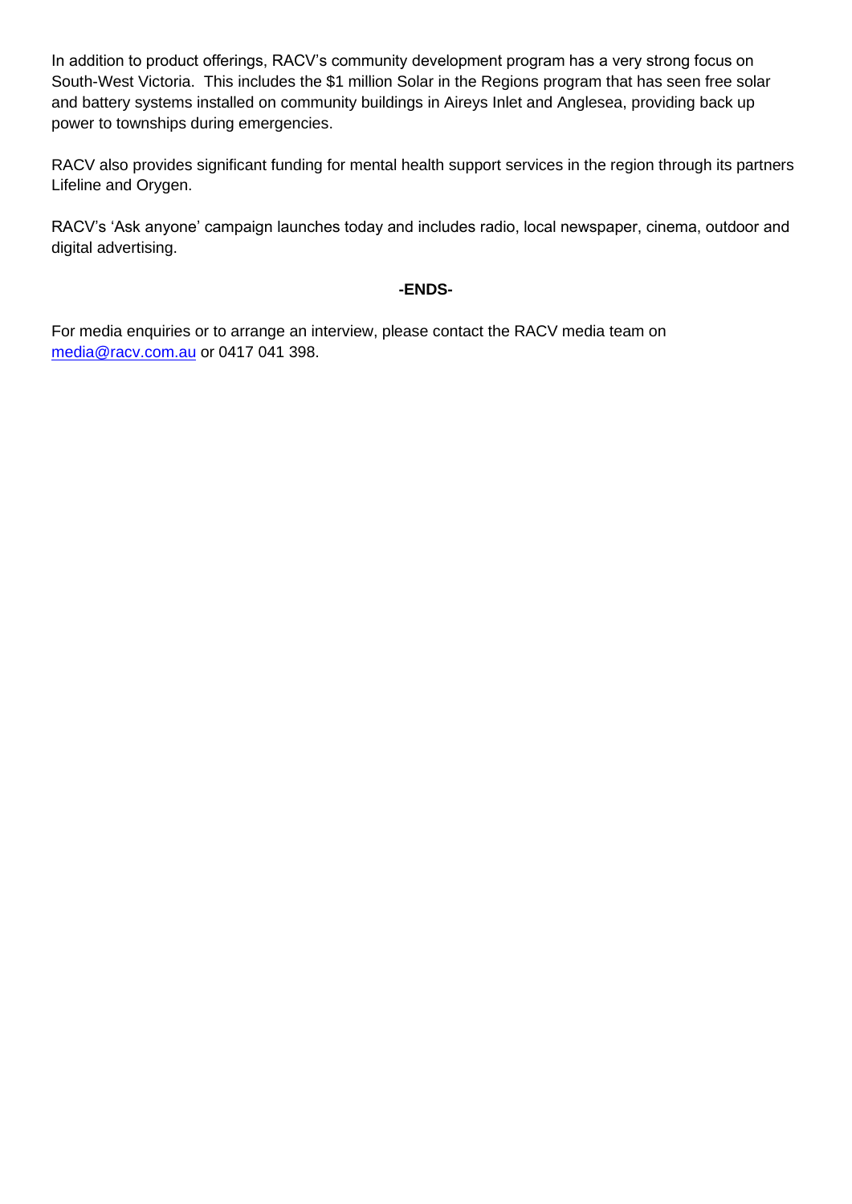In addition to product offerings, RACV's community development program has a very strong focus on South-West Victoria. This includes the $1 million Solar in the Regions program that has seen free solar and battery systems installed on community buildings in Aireys Inlet and Anglesea, providing back up power to townships during emergencies.

RACV also provides significant funding for mental health support services in the region through its partners Lifeline and Orygen.

RACV's 'Ask anyone' campaign launches today and includes radio, local newspaper, cinema, outdoor and digital advertising.

**-ENDS-**

For media enquiries or to arrange an interview, please contact the RACV media team on [media@racv.com.au](mailto:media@racv.com.au) or 0417 041 398.